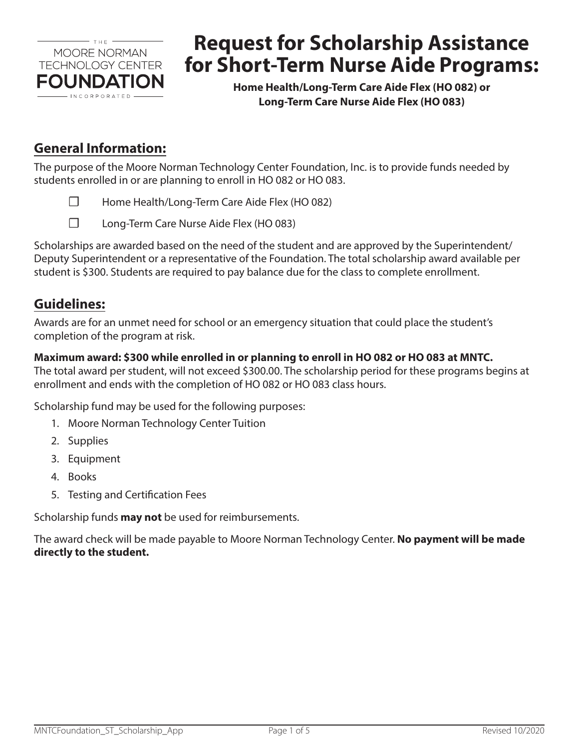THE MOORE NORMAN TECHNOLOGY CENTER FOUNDATION INCORPORATED

# Request for Scholarship Assistance for Short-Term Nurse Aide Programs:

**Home Health/Long-Term Care Aide Flex (HO 082) or Long-Term Care Nurse Aide Flex (HO 083)**

## General Information:

The purpose of the Moore Norman Technology Center Foundation, Inc. is to provide funds needed by students enrolled in or are planning to enroll in HO 082 or HO 083.

- ☐ Home Health/Long-Term Care Aide Flex (HO 082)
- ☐ Long-Term Care Nurse Aide Flex (HO 083)

Scholarships are awarded based on the need of the student and are approved by the Superintendent/Deputy Superintendent or a representative of the Foundation. The total scholarship award available per student is $300. Students are required to pay balance due for the class to complete enrollment.

## Guidelines:

Awards are for an unmet need for school or an emergency situation that could place the student's completion of the program at risk.

**Maximum award: $300 while enrolled in or planning to enroll in HO 082 or HO 083 at MNTC.**
The total award per student, will not exceed $300.00. The scholarship period for these programs begins at enrollment and ends with the completion of HO 082 or HO 083 class hours.

Scholarship fund may be used for the following purposes:

1. Moore Norman Technology Center Tuition
2. Supplies
3. Equipment
4. Books
5. Testing and Certification Fees

Scholarship funds **may not** be used for reimbursements.

The award check will be made payable to Moore Norman Technology Center. **No payment will be made directly to the student.**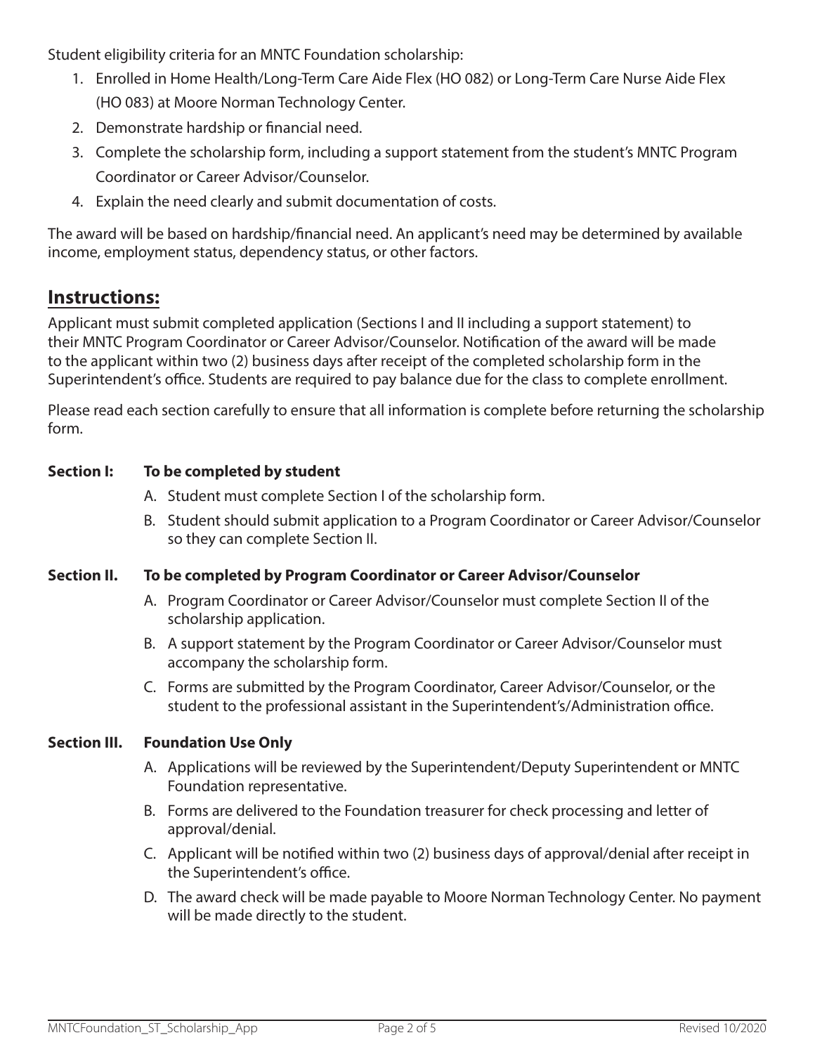Student eligibility criteria for an MNTC Foundation scholarship:

1. Enrolled in Home Health/Long-Term Care Aide Flex (HO 082) or Long-Term Care Nurse Aide Flex (HO 083) at Moore Norman Technology Center.
2. Demonstrate hardship or financial need.
3. Complete the scholarship form, including a support statement from the student's MNTC Program Coordinator or Career Advisor/Counselor.
4. Explain the need clearly and submit documentation of costs.

The award will be based on hardship/financial need. An applicant's need may be determined by available income, employment status, dependency status, or other factors.

## Instructions:

Applicant must submit completed application (Sections I and II including a support statement) to their MNTC Program Coordinator or Career Advisor/Counselor. Notification of the award will be made to the applicant within two (2) business days after receipt of the completed scholarship form in the Superintendent's office. Students are required to pay balance due for the class to complete enrollment.

Please read each section carefully to ensure that all information is complete before returning the scholarship form.

**Section I: To be completed by student**

A. Student must complete Section I of the scholarship form.

B. Student should submit application to a Program Coordinator or Career Advisor/Counselor so they can complete Section II.

**Section II. To be completed by Program Coordinator or Career Advisor/Counselor**

A. Program Coordinator or Career Advisor/Counselor must complete Section II of the scholarship application.

B. A support statement by the Program Coordinator or Career Advisor/Counselor must accompany the scholarship form.

C. Forms are submitted by the Program Coordinator, Career Advisor/Counselor, or the student to the professional assistant in the Superintendent's/Administration office.

**Section III. Foundation Use Only**

A. Applications will be reviewed by the Superintendent/Deputy Superintendent or MNTC Foundation representative.

B. Forms are delivered to the Foundation treasurer for check processing and letter of approval/denial.

C. Applicant will be notified within two (2) business days of approval/denial after receipt in the Superintendent's office.

D. The award check will be made payable to Moore Norman Technology Center. No payment will be made directly to the student.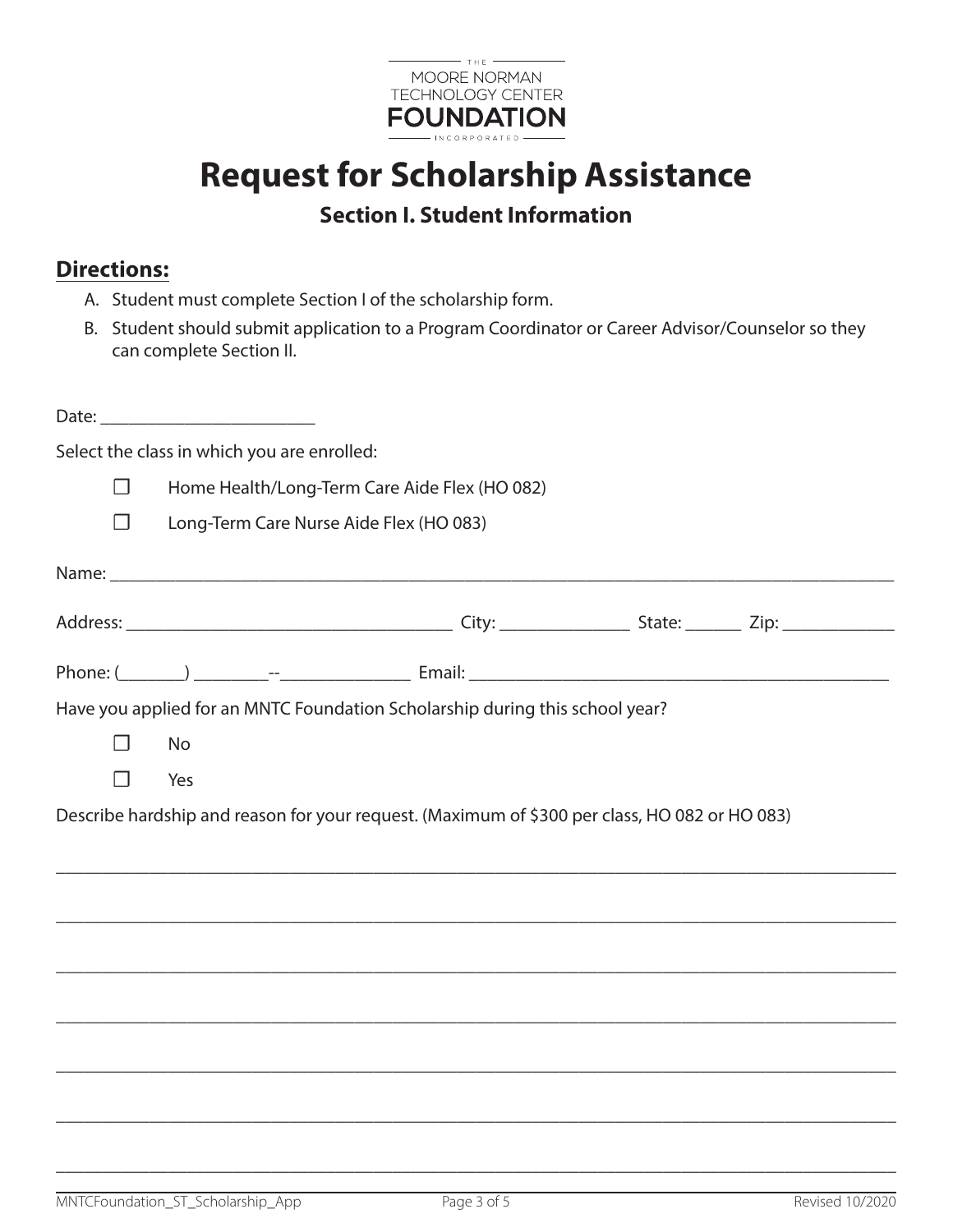THE MOORE NORMAN TECHNOLOGY CENTER FOUNDATION INCORPORATED

# Request for Scholarship Assistance

## Section I. Student Information

## Directions:

A. Student must complete Section I of the scholarship form.
B. Student should submit application to a Program Coordinator or Career Advisor/Counselor so they can complete Section II.

Date: ________________________

Select the class in which you are enrolled:

☐ Home Health/Long-Term Care Aide Flex (HO 082)

☐ Long-Term Care Nurse Aide Flex (HO 083)

Name: ____________________________________________________________________________________

Address: ____________________________________ City: ______________ State: ______ Zip: ____________

Phone: (_______) ________--______________ Email: _______________________________________________

Have you applied for an MNTC Foundation Scholarship during this school year?

☐ No

☐ Yes

Describe hardship and reason for your request. (Maximum of $300 per class, HO 082 or HO 083)

______________________________________________________________________________________________

______________________________________________________________________________________________

______________________________________________________________________________________________

______________________________________________________________________________________________

______________________________________________________________________________________________

______________________________________________________________________________________________

______________________________________________________________________________________________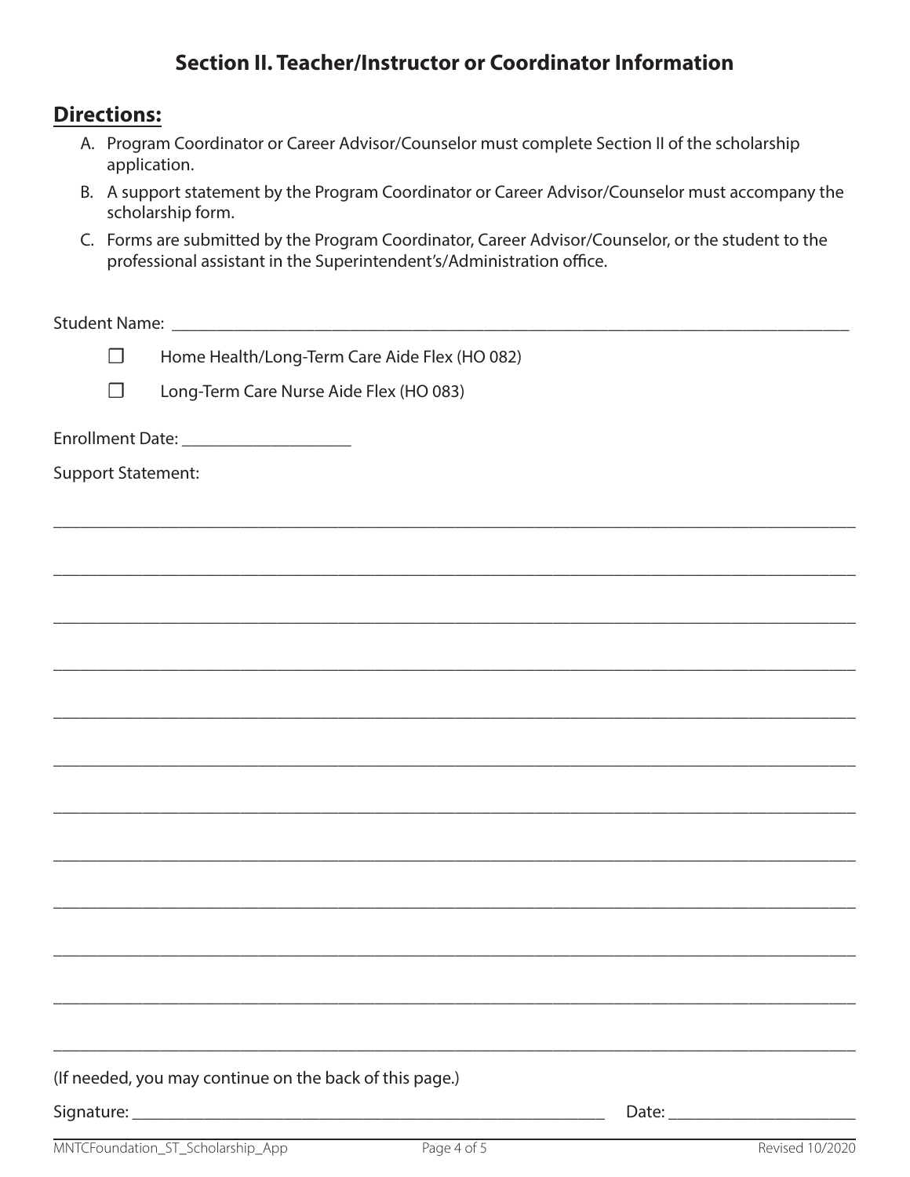## Section II. Teacher/Instructor or Coordinator Information

### Directions:

A. Program Coordinator or Career Advisor/Counselor must complete Section II of the scholarship application.

B. A support statement by the Program Coordinator or Career Advisor/Counselor must accompany the scholarship form.

C. Forms are submitted by the Program Coordinator, Career Advisor/Counselor, or the student to the professional assistant in the Superintendent's/Administration office.

Student Name: ______________________________________________________________________________

- ☐ Home Health/Long-Term Care Aide Flex (HO 082)
- ☐ Long-Term Care Nurse Aide Flex (HO 083)

Enrollment Date: ___________________

Support Statement:

______________________________________________________________________________________________

______________________________________________________________________________________________

______________________________________________________________________________________________

______________________________________________________________________________________________

______________________________________________________________________________________________

______________________________________________________________________________________________

______________________________________________________________________________________________

______________________________________________________________________________________________

______________________________________________________________________________________________

______________________________________________________________________________________________

______________________________________________________________________________________________

______________________________________________________________________________________________

(If needed, you may continue on the back of this page.)

Signature: _______________________________________________________ Date: _____________________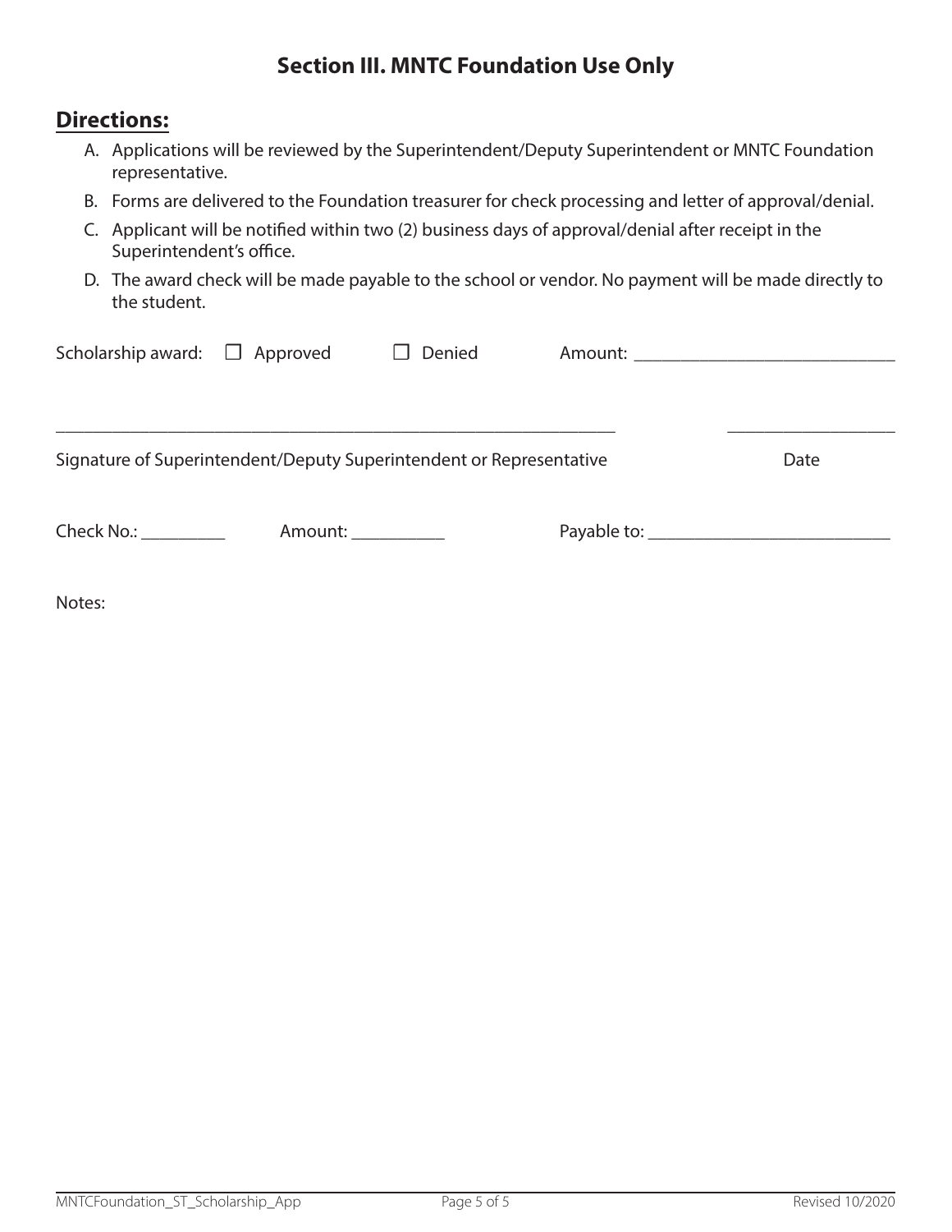## Section III. MNTC Foundation Use Only

### Directions:

A. Applications will be reviewed by the Superintendent/Deputy Superintendent or MNTC Foundation representative.

B. Forms are delivered to the Foundation treasurer for check processing and letter of approval/denial.

C. Applicant will be notified within two (2) business days of approval/denial after receipt in the Superintendent's office.

D. The award check will be made payable to the school or vendor. No payment will be made directly to the student.

Scholarship award: ☐ Approved ☐ Denied Amount: ____________________________

_____________________________________________________________ __________________

Signature of Superintendent/Deputy Superintendent or Representative Date

Check No.: _________ Amount: __________ Payable to: __________________________

Notes: